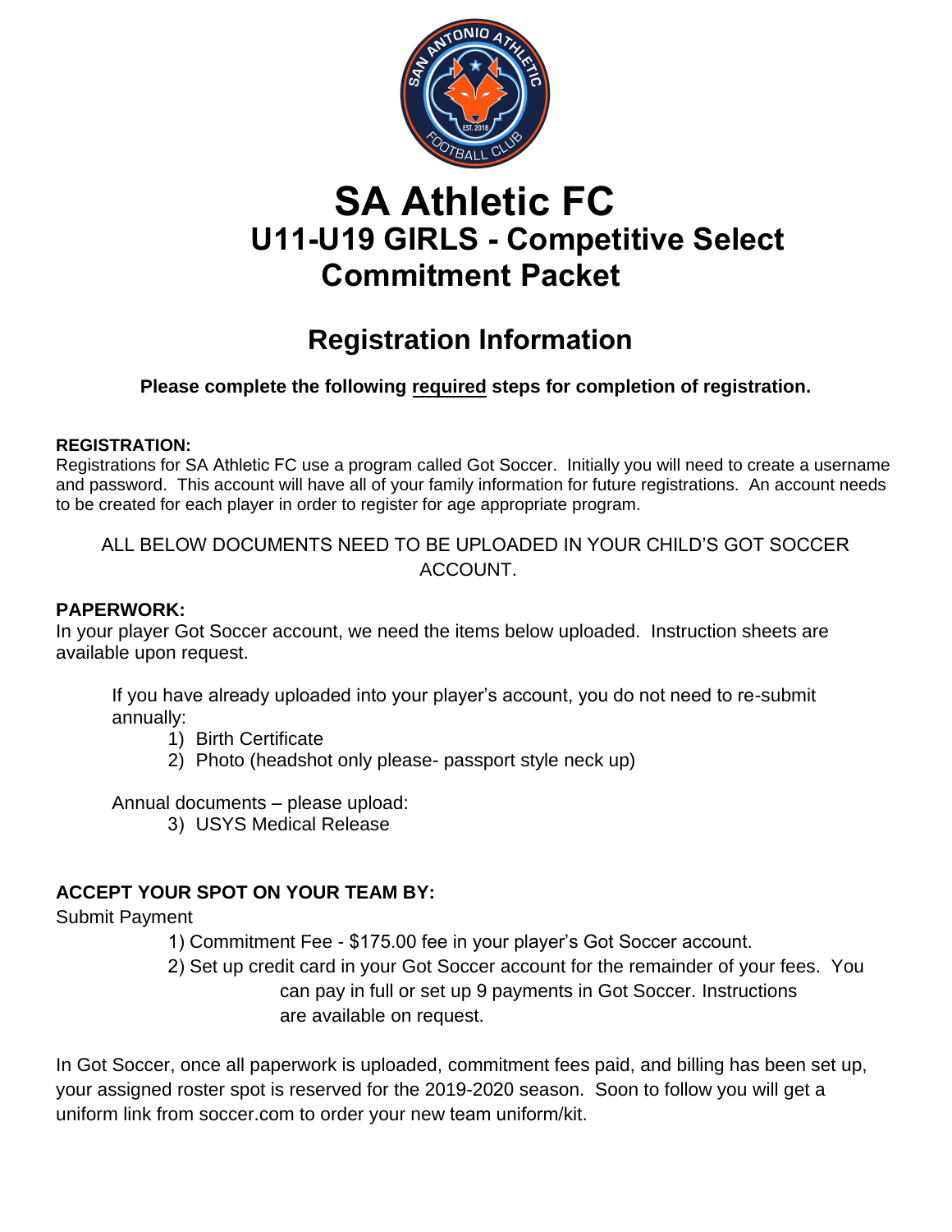# SA Athletic FC

## U11-U19 GIRLS - Competitive Select Commitment Packet

## Registration Information

**Please complete the following required steps for completion of registration.**

**REGISTRATION:**

Registrations for SA Athletic FC use a program called Got Soccer. Initially you will need to create a username and password. This account will have all of your family information for future registrations. An account needs to be created for each player in order to register for age appropriate program.

ALL BELOW DOCUMENTS NEED TO BE UPLOADED IN YOUR CHILD'S GOT SOCCER ACCOUNT.

**PAPERWORK:**

In your player Got Soccer account, we need the items below uploaded. Instruction sheets are available upon request.

If you have already uploaded into your player's account, you do not need to re-submit annually:

1) Birth Certificate
2) Photo (headshot only please- passport style neck up)

Annual documents – please upload:

3) USYS Medical Release

**ACCEPT YOUR SPOT ON YOUR TEAM BY:**

Submit Payment

1) Commitment Fee - $175.00 fee in your player's Got Soccer account.
2) Set up credit card in your Got Soccer account for the remainder of your fees. You can pay in full or set up 9 payments in Got Soccer. Instructions are available on request.

In Got Soccer, once all paperwork is uploaded, commitment fees paid, and billing has been set up, your assigned roster spot is reserved for the 2019-2020 season. Soon to follow you will get a uniform link from soccer.com to order your new team uniform/kit.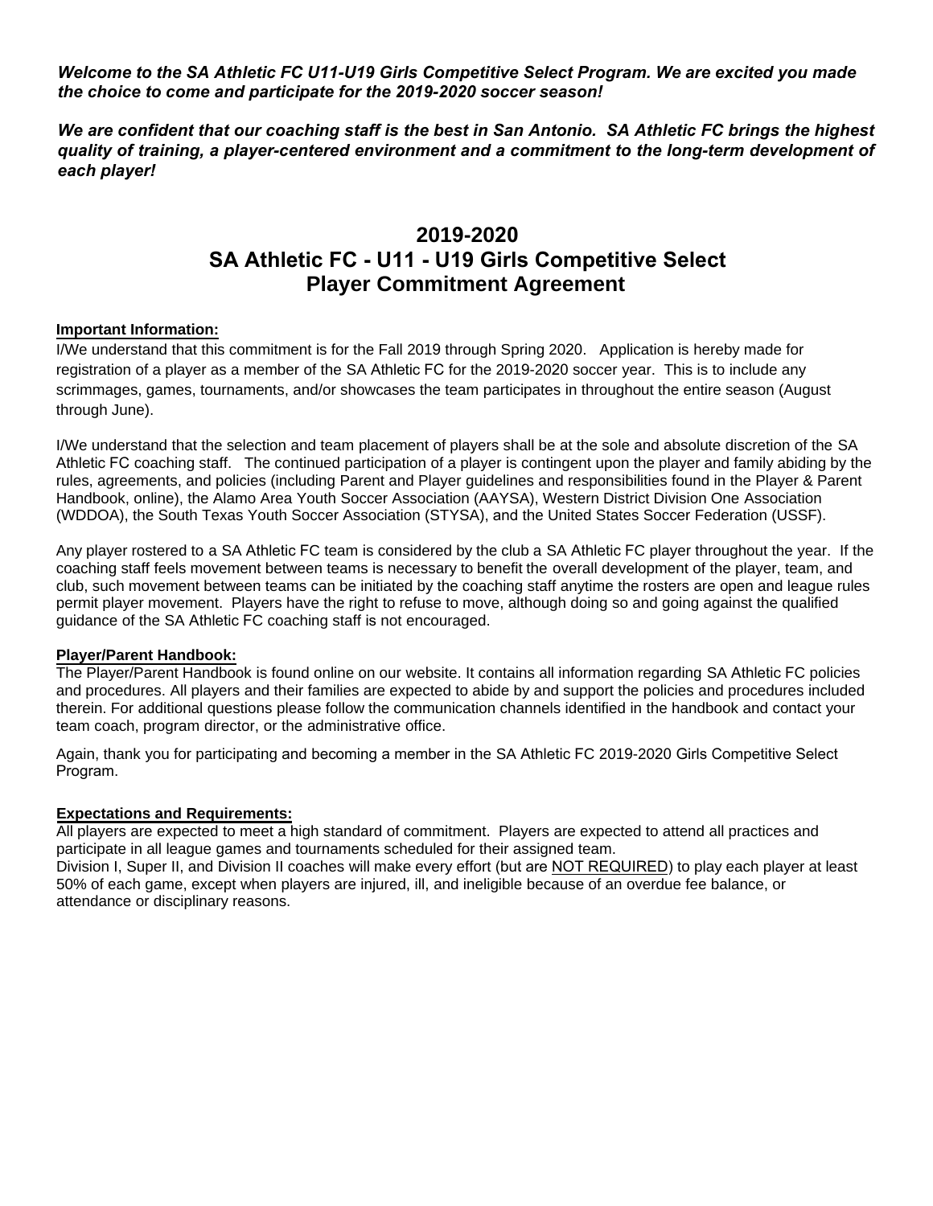***Welcome to the SA Athletic FC U11-U19 Girls Competitive Select Program. We are excited you made the choice to come and participate for the 2019-2020 soccer season!***

***We are confident that our coaching staff is the best in San Antonio. SA Athletic FC brings the highest quality of training, a player-centered environment and a commitment to the long-term development of each player!***

# 2019-2020
# SA Athletic FC - U11 - U19 Girls Competitive Select
# Player Commitment Agreement

**Important Information:**

I/We understand that this commitment is for the Fall 2019 through Spring 2020. Application is hereby made for registration of a player as a member of the SA Athletic FC for the 2019-2020 soccer year. This is to include any scrimmages, games, tournaments, and/or showcases the team participates in throughout the entire season (August through June).

I/We understand that the selection and team placement of players shall be at the sole and absolute discretion of the SA Athletic FC coaching staff. The continued participation of a player is contingent upon the player and family abiding by the rules, agreements, and policies (including Parent and Player guidelines and responsibilities found in the Player & Parent Handbook, online), the Alamo Area Youth Soccer Association (AAYSA), Western District Division One Association (WDDOA), the South Texas Youth Soccer Association (STYSA), and the United States Soccer Federation (USSF).

Any player rostered to a SA Athletic FC team is considered by the club a SA Athletic FC player throughout the year. If the coaching staff feels movement between teams is necessary to benefit the overall development of the player, team, and club, such movement between teams can be initiated by the coaching staff anytime the rosters are open and league rules permit player movement. Players have the right to refuse to move, although doing so and going against the qualified guidance of the SA Athletic FC coaching staff is not encouraged.

**Player/Parent Handbook:**

The Player/Parent Handbook is found online on our website. It contains all information regarding SA Athletic FC policies and procedures. All players and their families are expected to abide by and support the policies and procedures included therein. For additional questions please follow the communication channels identified in the handbook and contact your team coach, program director, or the administrative office.

Again, thank you for participating and becoming a member in the SA Athletic FC 2019-2020 Girls Competitive Select Program.

**Expectations and Requirements:**

All players are expected to meet a high standard of commitment. Players are expected to attend all practices and participate in all league games and tournaments scheduled for their assigned team.
Division I, Super II, and Division II coaches will make every effort (but are NOT REQUIRED) to play each player at least 50% of each game, except when players are injured, ill, and ineligible because of an overdue fee balance, or attendance or disciplinary reasons.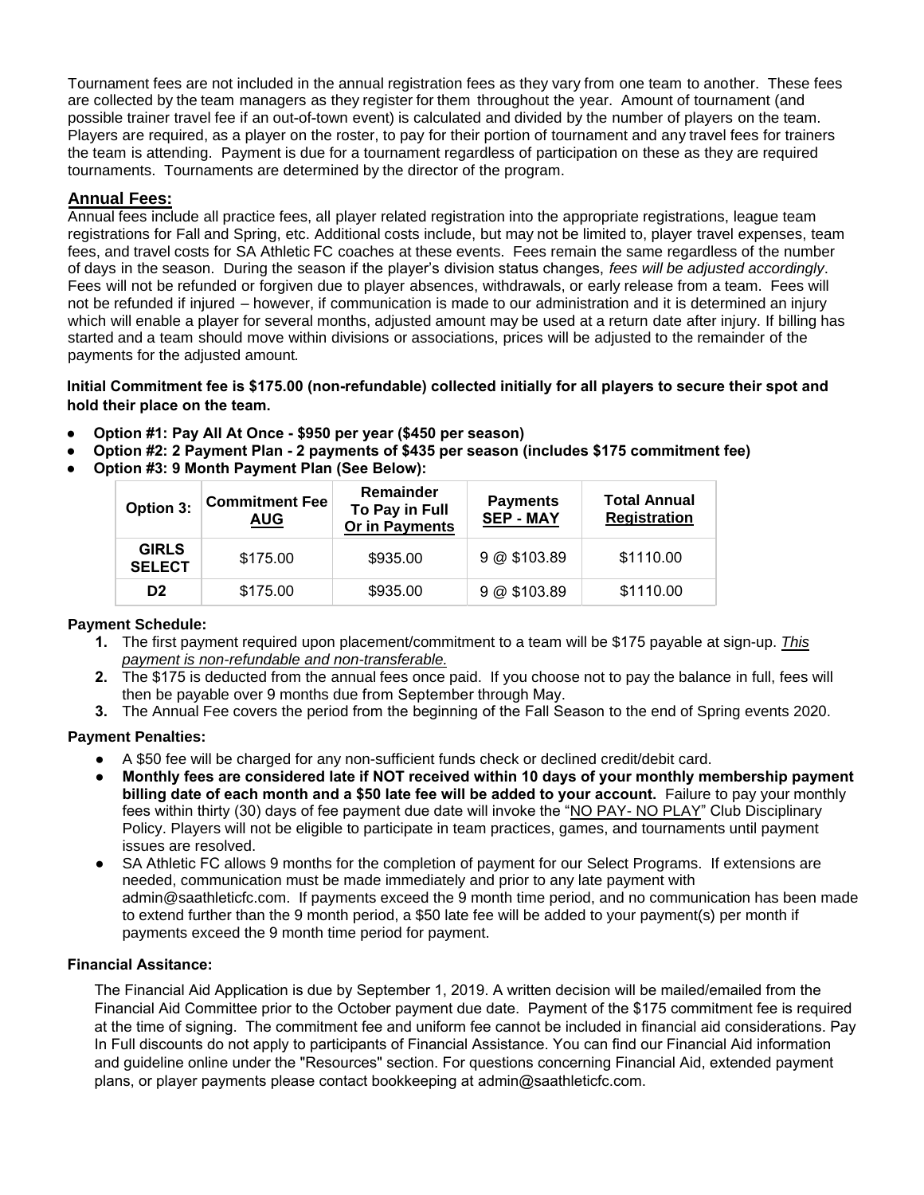Tournament fees are not included in the annual registration fees as they vary from one team to another. These fees are collected by the team managers as they register for them throughout the year. Amount of tournament (and possible trainer travel fee if an out-of-town event) is calculated and divided by the number of players on the team. Players are required, as a player on the roster, to pay for their portion of tournament and any travel fees for trainers the team is attending. Payment is due for a tournament regardless of participation on these as they are required tournaments. Tournaments are determined by the director of the program.

## Annual Fees:

Annual fees include all practice fees, all player related registration into the appropriate registrations, league team registrations for Fall and Spring, etc. Additional costs include, but may not be limited to, player travel expenses, team fees, and travel costs for SA Athletic FC coaches at these events. Fees remain the same regardless of the number of days in the season. During the season if the player's division status changes, *fees will be adjusted accordingly*. Fees will not be refunded or forgiven due to player absences, withdrawals, or early release from a team. Fees will not be refunded if injured – however, if communication is made to our administration and it is determined an injury which will enable a player for several months, adjusted amount may be used at a return date after injury. If billing has started and a team should move within divisions or associations, prices will be adjusted to the remainder of the payments for the adjusted amount.

**Initial Commitment fee is $175.00 (non-refundable) collected initially for all players to secure their spot and hold their place on the team.**

- **Option #1: Pay All At Once - $950 per year ($450 per season)**
- **Option #2: 2 Payment Plan - 2 payments of $435 per season (includes $175 commitment fee)**
- **Option #3: 9 Month Payment Plan (See Below):**

| Option 3: | Commitment Fee AUG | Remainder To Pay in Full Or in Payments | Payments SEP - MAY | Total Annual Registration |
|---|---|---|---|---|
| GIRLS SELECT | $175.00 | $935.00 | 9 @ $103.89 | $1110.00 |
| D2 | $175.00 | $935.00 | 9 @ $103.89 | $1110.00 |

**Payment Schedule:**

1. The first payment required upon placement/commitment to a team will be $175 payable at sign-up. *This payment is non-refundable and non-transferable.*
2. The $175 is deducted from the annual fees once paid. If you choose not to pay the balance in full, fees will then be payable over 9 months due from September through May.
3. The Annual Fee covers the period from the beginning of the Fall Season to the end of Spring events 2020.

**Payment Penalties:**

- A $50 fee will be charged for any non-sufficient funds check or declined credit/debit card.
- **Monthly fees are considered late if NOT received within 10 days of your monthly membership payment billing date of each month and a $50 late fee will be added to your account.** Failure to pay your monthly fees within thirty (30) days of fee payment due date will invoke the "NO PAY- NO PLAY" Club Disciplinary Policy. Players will not be eligible to participate in team practices, games, and tournaments until payment issues are resolved.
- SA Athletic FC allows 9 months for the completion of payment for our Select Programs. If extensions are needed, communication must be made immediately and prior to any late payment with admin@saathleticfc.com. If payments exceed the 9 month time period, and no communication has been made to extend further than the 9 month period, a $50 late fee will be added to your payment(s) per month if payments exceed the 9 month time period for payment.

**Financial Assitance:**

The Financial Aid Application is due by September 1, 2019. A written decision will be mailed/emailed from the Financial Aid Committee prior to the October payment due date. Payment of the $175 commitment fee is required at the time of signing. The commitment fee and uniform fee cannot be included in financial aid considerations. Pay In Full discounts do not apply to participants of Financial Assistance. You can find our Financial Aid information and guideline online under the "Resources" section. For questions concerning Financial Aid, extended payment plans, or player payments please contact bookkeeping at admin@saathleticfc.com.